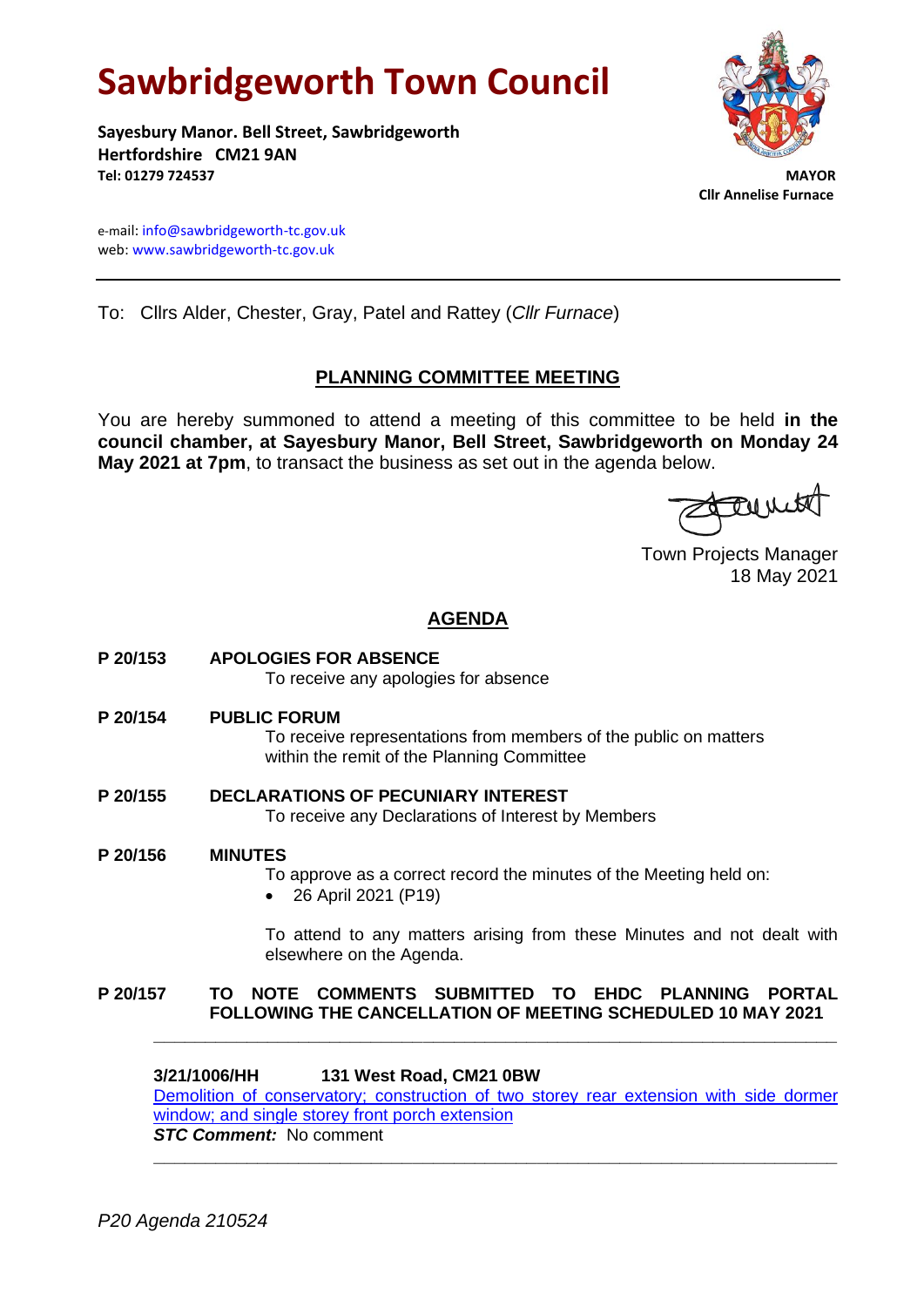# Sawbridgeworth Town Council

**Sayesbury Manor. Bell Street, Sawbridgeworth**
**Hertfordshire CM21 9AN**
**Tel: 01279 724537**

**MAYOR**
**Cllr Annelise Furnace**

e-mail: info@sawbridgeworth-tc.gov.uk
web: www.sawbridgeworth-tc.gov.uk

---

To: Cllrs Alder, Chester, Gray, Patel and Rattey (*Cllr Furnace*)

## PLANNING COMMITTEE MEETING

You are hereby summoned to attend a meeting of this committee to be held **in the council chamber, at Sayesbury Manor, Bell Street, Sawbridgeworth on Monday 24 May 2021 at 7pm**, to transact the business as set out in the agenda below.

Town Projects Manager
18 May 2021

## AGENDA

**P 20/153 APOLOGIES FOR ABSENCE**
To receive any apologies for absence

**P 20/154 PUBLIC FORUM**
To receive representations from members of the public on matters within the remit of the Planning Committee

**P 20/155 DECLARATIONS OF PECUNIARY INTEREST**
To receive any Declarations of Interest by Members

**P 20/156 MINUTES**
To approve as a correct record the minutes of the Meeting held on:

- 26 April 2021 (P19)

To attend to any matters arising from these Minutes and not dealt with elsewhere on the Agenda.

**P 20/157 TO NOTE COMMENTS SUBMITTED TO EHDC PLANNING PORTAL FOLLOWING THE CANCELLATION OF MEETING SCHEDULED 10 MAY 2021**

---

**3/21/1006/HH 131 West Road, CM21 0BW**
Demolition of conservatory; construction of two storey rear extension with side dormer window; and single storey front porch extension
***STC Comment:*** No comment

---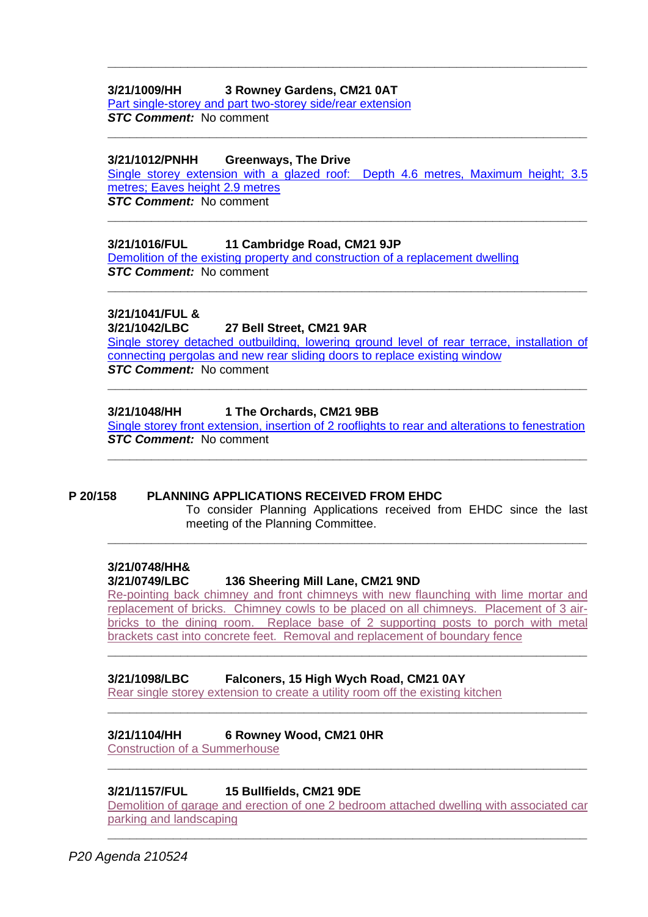---

**3/21/1009/HH 3 Rowney Gardens, CM21 0AT**
Part single-storey and part two-storey side/rear extension
***STC Comment:*** No comment

---

**3/21/1012/PNHH Greenways, The Drive**
Single storey extension with a glazed roof: Depth 4.6 metres, Maximum height; 3.5 metres; Eaves height 2.9 metres
***STC Comment:*** No comment

---

**3/21/1016/FUL 11 Cambridge Road, CM21 9JP**
Demolition of the existing property and construction of a replacement dwelling
***STC Comment:*** No comment

---

**3/21/1041/FUL &**
**3/21/1042/LBC 27 Bell Street, CM21 9AR**
Single storey detached outbuilding, lowering ground level of rear terrace, installation of connecting pergolas and new rear sliding doors to replace existing window
***STC Comment:*** No comment

---

**3/21/1048/HH 1 The Orchards, CM21 9BB**
Single storey front extension, insertion of 2 rooflights to rear and alterations to fenestration
***STC Comment:*** No comment

---

**P 20/158 PLANNING APPLICATIONS RECEIVED FROM EHDC**

To consider Planning Applications received from EHDC since the last meeting of the Planning Committee.

---

**3/21/0748/HH&**
**3/21/0749/LBC 136 Sheering Mill Lane, CM21 9ND**
Re-pointing back chimney and front chimneys with new flaunching with lime mortar and replacement of bricks. Chimney cowls to be placed on all chimneys. Placement of 3 air-bricks to the dining room. Replace base of 2 supporting posts to porch with metal brackets cast into concrete feet. Removal and replacement of boundary fence

---

**3/21/1098/LBC Falconers, 15 High Wych Road, CM21 0AY**
Rear single storey extension to create a utility room off the existing kitchen

---

**3/21/1104/HH 6 Rowney Wood, CM21 0HR**
Construction of a Summerhouse

---

**3/21/1157/FUL 15 Bullfields, CM21 9DE**
Demolition of garage and erection of one 2 bedroom attached dwelling with associated car parking and landscaping

---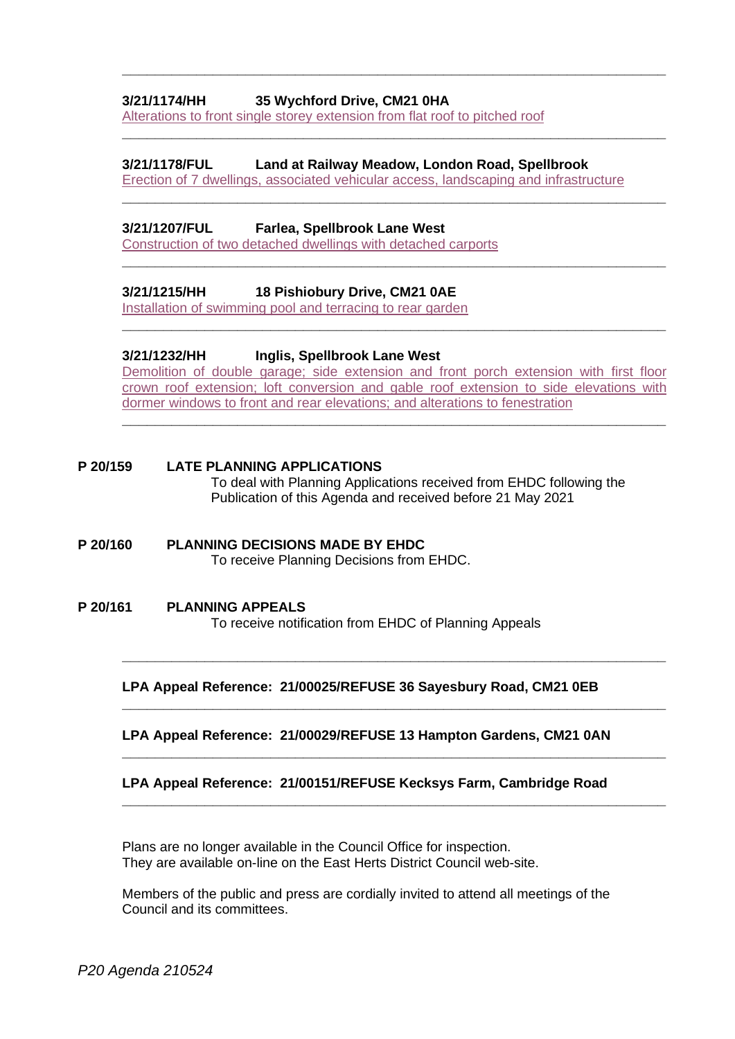---

**3/21/1174/HH 35 Wychford Drive, CM21 0HA**
Alterations to front single storey extension from flat roof to pitched roof

---

**3/21/1178/FUL Land at Railway Meadow, London Road, Spellbrook**
Erection of 7 dwellings, associated vehicular access, landscaping and infrastructure

---

**3/21/1207/FUL Farlea, Spellbrook Lane West**
Construction of two detached dwellings with detached carports

---

**3/21/1215/HH 18 Pishiobury Drive, CM21 0AE**
Installation of swimming pool and terracing to rear garden

---

**3/21/1232/HH Inglis, Spellbrook Lane West**
Demolition of double garage; side extension and front porch extension with first floor crown roof extension; loft conversion and gable roof extension to side elevations with dormer windows to front and rear elevations; and alterations to fenestration

---

**P 20/159 LATE PLANNING APPLICATIONS**

To deal with Planning Applications received from EHDC following the Publication of this Agenda and received before 21 May 2021

**P 20/160 PLANNING DECISIONS MADE BY EHDC**

To receive Planning Decisions from EHDC.

**P 20/161 PLANNING APPEALS**

To receive notification from EHDC of Planning Appeals

---

**LPA Appeal Reference: 21/00025/REFUSE 36 Sayesbury Road, CM21 0EB**

---

**LPA Appeal Reference: 21/00029/REFUSE 13 Hampton Gardens, CM21 0AN**

---

**LPA Appeal Reference: 21/00151/REFUSE Kecksys Farm, Cambridge Road**

---

Plans are no longer available in the Council Office for inspection.
They are available on-line on the East Herts District Council web-site.

Members of the public and press are cordially invited to attend all meetings of the Council and its committees.